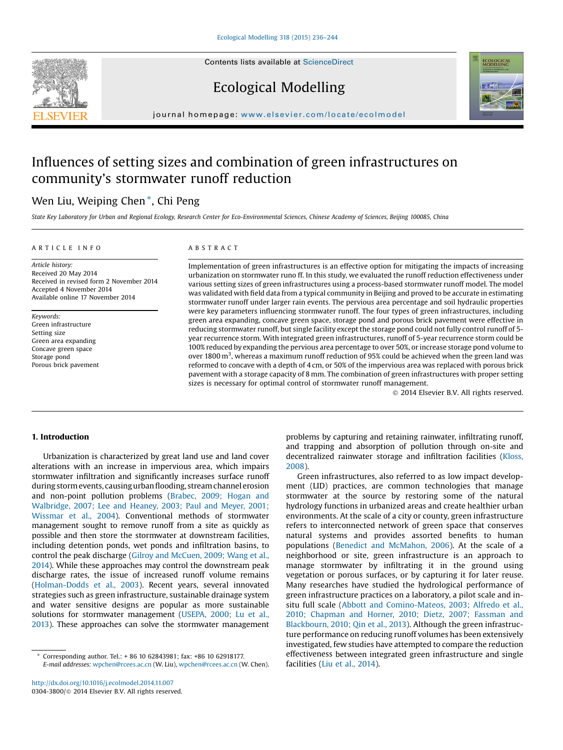# Influences of setting sizes and combination of green infrastructures on community's stormwater runoff reduction

Wen Liu, Weiping Chen*, Chi Peng

*State Key Laboratory for Urban and Regional Ecology, Research Center for Eco-Environmental Sciences, Chinese Academy of Sciences, Beijing 100085, China*

## ARTICLE INFO

*Article history:*
Received 20 May 2014
Received in revised form 2 November 2014
Accepted 4 November 2014
Available online 17 November 2014

*Keywords:*
Green infrastructure
Setting size
Green area expanding
Concave green space
Storage pond
Porous brick pavement

## ABSTRACT

Implementation of green infrastructures is an effective option for mitigating the impacts of increasing urbanization on stormwater runo ff. In this study, we evaluated the runoff reduction effectiveness under various setting sizes of green infrastructures using a process-based stormwater runoff model. The model was validated with field data from a typical community in Beijing and proved to be accurate in estimating stormwater runoff under larger rain events. The pervious area percentage and soil hydraulic properties were key parameters influencing stormwater runoff. The four types of green infrastructures, including green area expanding, concave green space, storage pond and porous brick pavement were effective in reducing stormwater runoff, but single facility except the storage pond could not fully control runoff of 5-year recurrence storm. With integrated green infrastructures, runoff of 5-year recurrence storm could be 100% reduced by expanding the pervious area percentage to over 50%, or increase storage pond volume to over 1800 $m^3$, whereas a maximum runoff reduction of 95% could be achieved when the green land was reformed to concave with a depth of 4 cm, or 50% of the impervious area was replaced with porous brick pavement with a storage capacity of 8 mm. The combination of green infrastructures with proper setting sizes is necessary for optimal control of stormwater runoff management.

© 2014 Elsevier B.V. All rights reserved.

## 1. Introduction

Urbanization is characterized by great land use and land cover alterations with an increase in impervious area, which impairs stormwater infiltration and significantly increases surface runoff during storm events, causing urban flooding, stream channel erosion and non-point pollution problems (Brabec, 2009; Hogan and Walbridge, 2007; Lee and Heaney, 2003; Paul and Meyer, 2001; Wissmar et al., 2004). Conventional methods of stormwater management sought to remove runoff from a site as quickly as possible and then store the stormwater at downstream facilities, including detention ponds, wet ponds and infiltration basins, to control the peak discharge (Gilroy and McCuen, 2009; Wang et al., 2014). While these approaches may control the downstream peak discharge rates, the issue of increased runoff volume remains (Holman-Dodds et al., 2003). Recent years, several innovated strategies such as green infrastructure, sustainable drainage system and water sensitive designs are popular as more sustainable solutions for stormwater management (USEPA, 2000; Lu et al., 2013). These approaches can solve the stormwater management problems by capturing and retaining rainwater, infiltrating runoff, and trapping and absorption of pollution through on-site and decentralized rainwater storage and infiltration facilities (Kloss, 2008).

Green infrastructures, also referred to as low impact development (LID) practices, are common technologies that manage stormwater at the source by restoring some of the natural hydrology functions in urbanized areas and create healthier urban environments. At the scale of a city or county, green infrastructure refers to interconnected network of green space that conserves natural systems and provides assorted benefits to human populations (Benedict and McMahon, 2006). At the scale of a neighborhood or site, green infrastructure is an approach to manage stormwater by infiltrating it in the ground using vegetation or porous surfaces, or by capturing it for later reuse. Many researches have studied the hydrological performance of green infrastructure practices on a laboratory, a pilot scale and in-situ full scale (Abbott and Comino-Mateos, 2003; Alfredo et al., 2010; Chapman and Horner, 2010; Dietz, 2007; Fassman and Blackbourn, 2010; Qin et al., 2013). Although the green infrastructure performance on reducing runoff volumes has been extensively investigated, few studies have attempted to compare the reduction effectiveness between integrated green infrastructure and single facilities (Liu et al., 2014).

* Corresponding author. Tel.: + 86 10 62843981; fax: +86 10 62918177.
*E-mail addresses:* wpchen@rcees.ac.cn (W. Liu), wpchen@rcees.ac.cn (W. Chen).

http://dx.doi.org/10.1016/j.ecolmodel.2014.11.007
0304-3800/© 2014 Elsevier B.V. All rights reserved.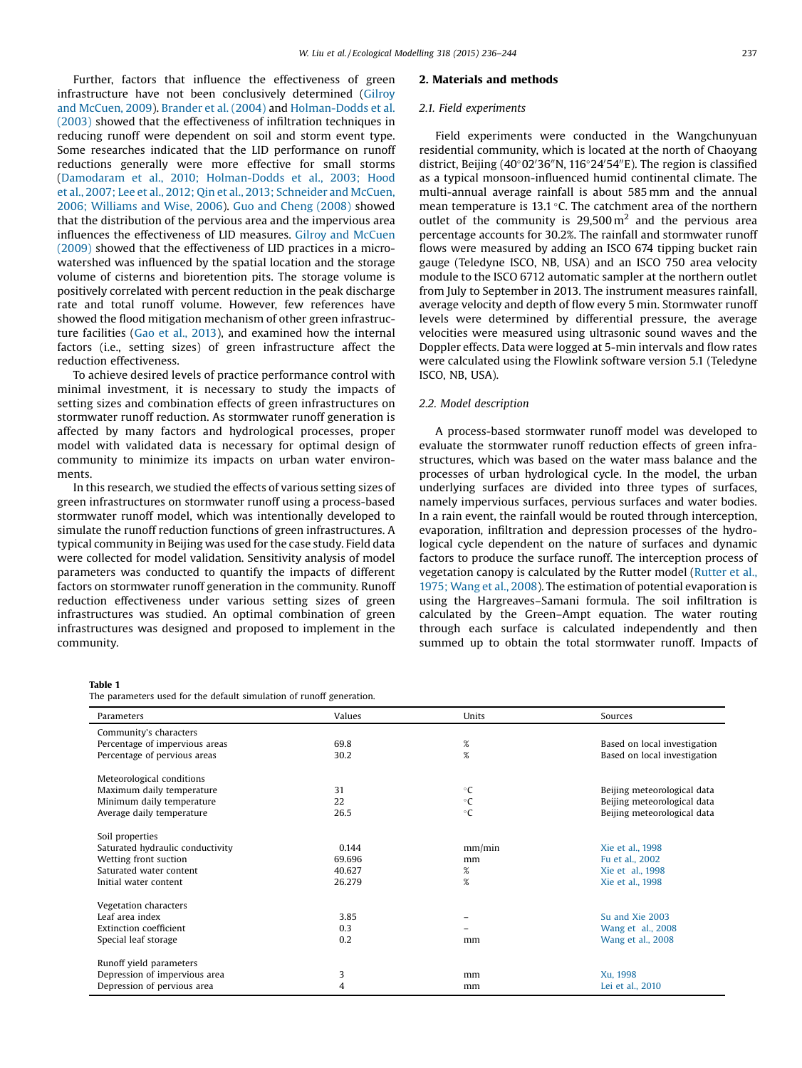Further, factors that influence the effectiveness of green infrastructure have not been conclusively determined (Gilroy and McCuen, 2009). Brander et al. (2004) and Holman-Dodds et al. (2003) showed that the effectiveness of infiltration techniques in reducing runoff were dependent on soil and storm event type. Some researches indicated that the LID performance on runoff reductions generally were more effective for small storms (Damodaram et al., 2010; Holman-Dodds et al., 2003; Hood et al., 2007; Lee et al., 2012; Qin et al., 2013; Schneider and McCuen, 2006; Williams and Wise, 2006). Guo and Cheng (2008) showed that the distribution of the pervious area and the impervious area influences the effectiveness of LID measures. Gilroy and McCuen (2009) showed that the effectiveness of LID practices in a micro-watershed was influenced by the spatial location and the storage volume of cisterns and bioretention pits. The storage volume is positively correlated with percent reduction in the peak discharge rate and total runoff volume. However, few references have showed the flood mitigation mechanism of other green infrastructure facilities (Gao et al., 2013), and examined how the internal factors (i.e., setting sizes) of green infrastructure affect the reduction effectiveness.

To achieve desired levels of practice performance control with minimal investment, it is necessary to study the impacts of setting sizes and combination effects of green infrastructures on stormwater runoff reduction. As stormwater runoff generation is affected by many factors and hydrological processes, proper model with validated data is necessary for optimal design of community to minimize its impacts on urban water environments.

In this research, we studied the effects of various setting sizes of green infrastructures on stormwater runoff using a process-based stormwater runoff model, which was intentionally developed to simulate the runoff reduction functions of green infrastructures. A typical community in Beijing was used for the case study. Field data were collected for model validation. Sensitivity analysis of model parameters was conducted to quantify the impacts of different factors on stormwater runoff generation in the community. Runoff reduction effectiveness under various setting sizes of green infrastructures was studied. An optimal combination of green infrastructures was designed and proposed to implement in the community.

## 2. Materials and methods

### 2.1. Field experiments

Field experiments were conducted in the Wangchunyuan residential community, which is located at the north of Chaoyang district, Beijing (40°02′36″N, 116°24′54″E). The region is classified as a typical monsoon-influenced humid continental climate. The multi-annual average rainfall is about 585 mm and the annual mean temperature is 13.1 °C. The catchment area of the northern outlet of the community is 29,500 $m^2$ and the pervious area percentage accounts for 30.2%. The rainfall and stormwater runoff flows were measured by adding an ISCO 674 tipping bucket rain gauge (Teledyne ISCO, NB, USA) and an ISCO 750 area velocity module to the ISCO 6712 automatic sampler at the northern outlet from July to September in 2013. The instrument measures rainfall, average velocity and depth of flow every 5 min. Stormwater runoff levels were determined by differential pressure, the average velocities were measured using ultrasonic sound waves and the Doppler effects. Data were logged at 5-min intervals and flow rates were calculated using the Flowlink software version 5.1 (Teledyne ISCO, NB, USA).

### 2.2. Model description

A process-based stormwater runoff model was developed to evaluate the stormwater runoff reduction effects of green infrastructures, which was based on the water mass balance and the processes of urban hydrological cycle. In the model, the urban underlying surfaces are divided into three types of surfaces, namely impervious surfaces, pervious surfaces and water bodies. In a rain event, the rainfall would be routed through interception, evaporation, infiltration and depression processes of the hydrological cycle dependent on the nature of surfaces and dynamic factors to produce the surface runoff. The interception process of vegetation canopy is calculated by the Rutter model (Rutter et al., 1975; Wang et al., 2008). The estimation of potential evaporation is using the Hargreaves–Samani formula. The soil infiltration is calculated by the Green–Ampt equation. The water routing through each surface is calculated independently and then summed up to obtain the total stormwater runoff. Impacts of

**Table 1**
The parameters used for the default simulation of runoff generation.

| Parameters | Values | Units | Sources |
|---|---|---|---|
| Community's characters | | | |
| Percentage of impervious areas | 69.8 | % | Based on local investigation |
| Percentage of pervious areas | 30.2 | % | Based on local investigation |
| Meteorological conditions | | | |
| Maximum daily temperature | 31 | °C | Beijing meteorological data |
| Minimum daily temperature | 22 | °C | Beijing meteorological data |
| Average daily temperature | 26.5 | °C | Beijing meteorological data |
| Soil properties | | | |
| Saturated hydraulic conductivity | 0.144 | mm/min | Xie et al., 1998 |
| Wetting front suction | 69.696 | mm | Fu et al., 2002 |
| Saturated water content | 40.627 | % | Xie et al., 1998 |
| Initial water content | 26.279 | % | Xie et al., 1998 |
| Vegetation characters | | | |
| Leaf area index | 3.85 | – | Su and Xie 2003 |
| Extinction coefficient | 0.3 | – | Wang et al., 2008 |
| Special leaf storage | 0.2 | mm | Wang et al., 2008 |
| Runoff yield parameters | | | |
| Depression of impervious area | 3 | mm | Xu, 1998 |
| Depression of pervious area | 4 | mm | Lei et al., 2010 |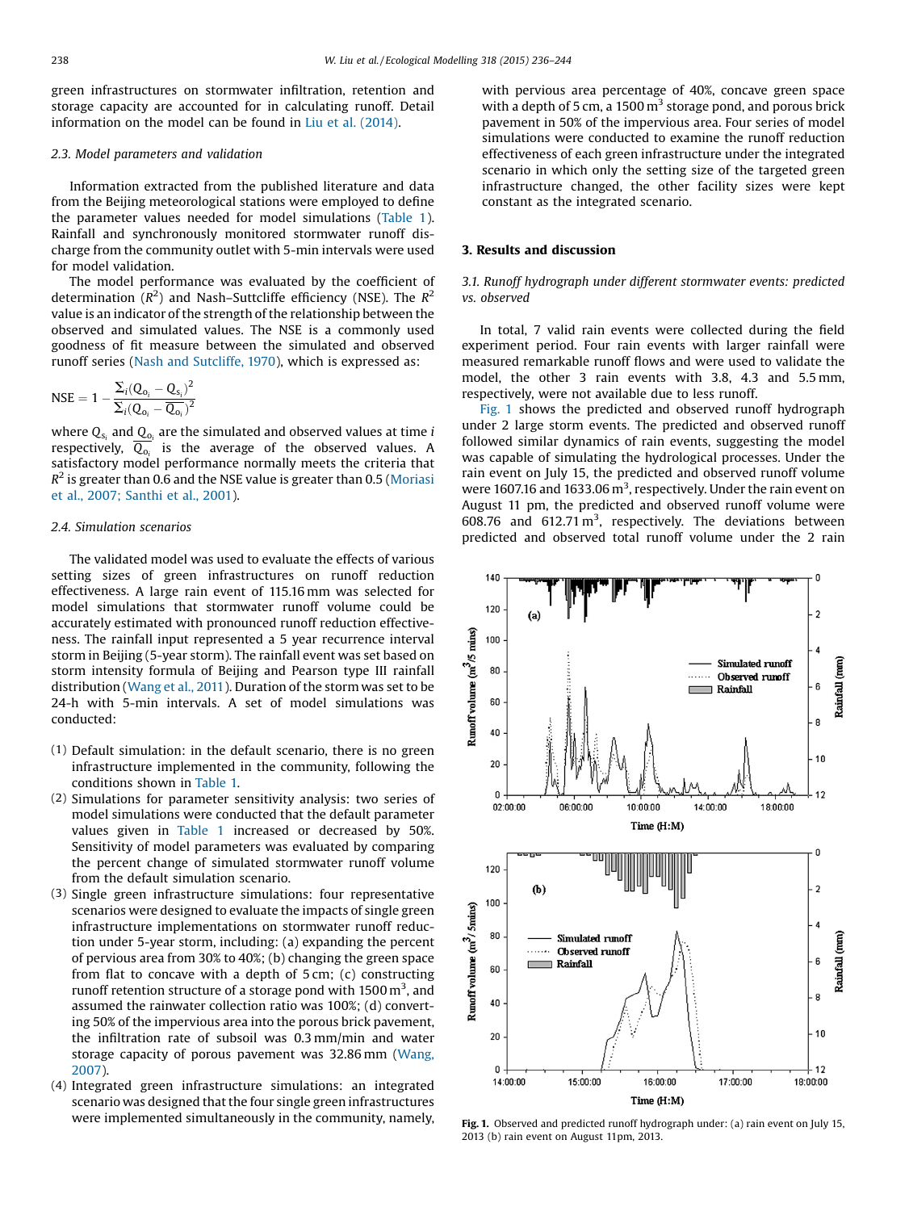green infrastructures on stormwater infiltration, retention and storage capacity are accounted for in calculating runoff. Detail information on the model can be found in Liu et al. (2014).

### 2.3. Model parameters and validation

Information extracted from the published literature and data from the Beijing meteorological stations were employed to define the parameter values needed for model simulations (Table 1). Rainfall and synchronously monitored stormwater runoff discharge from the community outlet with 5-min intervals were used for model validation.

The model performance was evaluated by the coefficient of determination ($R^2$) and Nash–Suttcliffe efficiency (NSE). The $R^2$ value is an indicator of the strength of the relationship between the observed and simulated values. The NSE is a commonly used goodness of fit measure between the simulated and observed runoff series (Nash and Sutcliffe, 1970), which is expressed as:

$$\mathrm{NSE} = 1 - \frac{\sum_i (Q_{o_i} - Q_{s_i})^2}{\sum_i (Q_{o_i} - \overline{Q_{o_i}})^2}$$

where $Q_{s_i}$ and $Q_{o_i}$ are the simulated and observed values at time $i$ respectively, $\overline{Q_{o_i}}$ is the average of the observed values. A satisfactory model performance normally meets the criteria that $R^2$ is greater than 0.6 and the NSE value is greater than 0.5 (Moriasi et al., 2007; Santhi et al., 2001).

### 2.4. Simulation scenarios

The validated model was used to evaluate the effects of various setting sizes of green infrastructures on runoff reduction effectiveness. A large rain event of 115.16 mm was selected for model simulations that stormwater runoff volume could be accurately estimated with pronounced runoff reduction effectiveness. The rainfall input represented a 5 year recurrence interval storm in Beijing (5-year storm). The rainfall event was set based on storm intensity formula of Beijing and Pearson type III rainfall distribution (Wang et al., 2011). Duration of the storm was set to be 24-h with 5-min intervals. A set of model simulations was conducted:

(1) Default simulation: in the default scenario, there is no green infrastructure implemented in the community, following the conditions shown in Table 1.
(2) Simulations for parameter sensitivity analysis: two series of model simulations were conducted that the default parameter values given in Table 1 increased or decreased by 50%. Sensitivity of model parameters was evaluated by comparing the percent change of simulated stormwater runoff volume from the default simulation scenario.
(3) Single green infrastructure simulations: four representative scenarios were designed to evaluate the impacts of single green infrastructure implementations on stormwater runoff reduction under 5-year storm, including: (a) expanding the percent of pervious area from 30% to 40%; (b) changing the green space from flat to concave with a depth of 5 cm; (c) constructing runoff retention structure of a storage pond with 1500 m$^3$, and assumed the rainwater collection ratio was 100%; (d) converting 50% of the impervious area into the porous brick pavement, the infiltration rate of subsoil was 0.3 mm/min and water storage capacity of porous pavement was 32.86 mm (Wang, 2007).
(4) Integrated green infrastructure simulations: an integrated scenario was designed that the four single green infrastructures were implemented simultaneously in the community, namely, with pervious area percentage of 40%, concave green space with a depth of 5 cm, a 1500 m$^3$ storage pond, and porous brick pavement in 50% of the impervious area. Four series of model simulations were conducted to examine the runoff reduction effectiveness of each green infrastructure under the integrated scenario in which only the setting size of the targeted green infrastructure changed, the other facility sizes were kept constant as the integrated scenario.

## 3. Results and discussion

### 3.1. Runoff hydrograph under different stormwater events: predicted vs. observed

In total, 7 valid rain events were collected during the field experiment period. Four rain events with larger rainfall were measured remarkable runoff flows and were used to validate the model, the other 3 rain events with 3.8, 4.3 and 5.5 mm, respectively, were not available due to less runoff.

Fig. 1 shows the predicted and observed runoff hydrograph under 2 large storm events. The predicted and observed runoff followed similar dynamics of rain events, suggesting the model was capable of simulating the hydrological processes. Under the rain event on July 15, the predicted and observed runoff volume were 1607.16 and 1633.06 m$^3$, respectively. Under the rain event on August 11 pm, the predicted and observed runoff volume were 608.76 and 612.71 m$^3$, respectively. The deviations between predicted and observed total runoff volume under the 2 rain

**Fig. 1.** Observed and predicted runoff hydrograph under: (a) rain event on July 15, 2013 (b) rain event on August 11pm, 2013.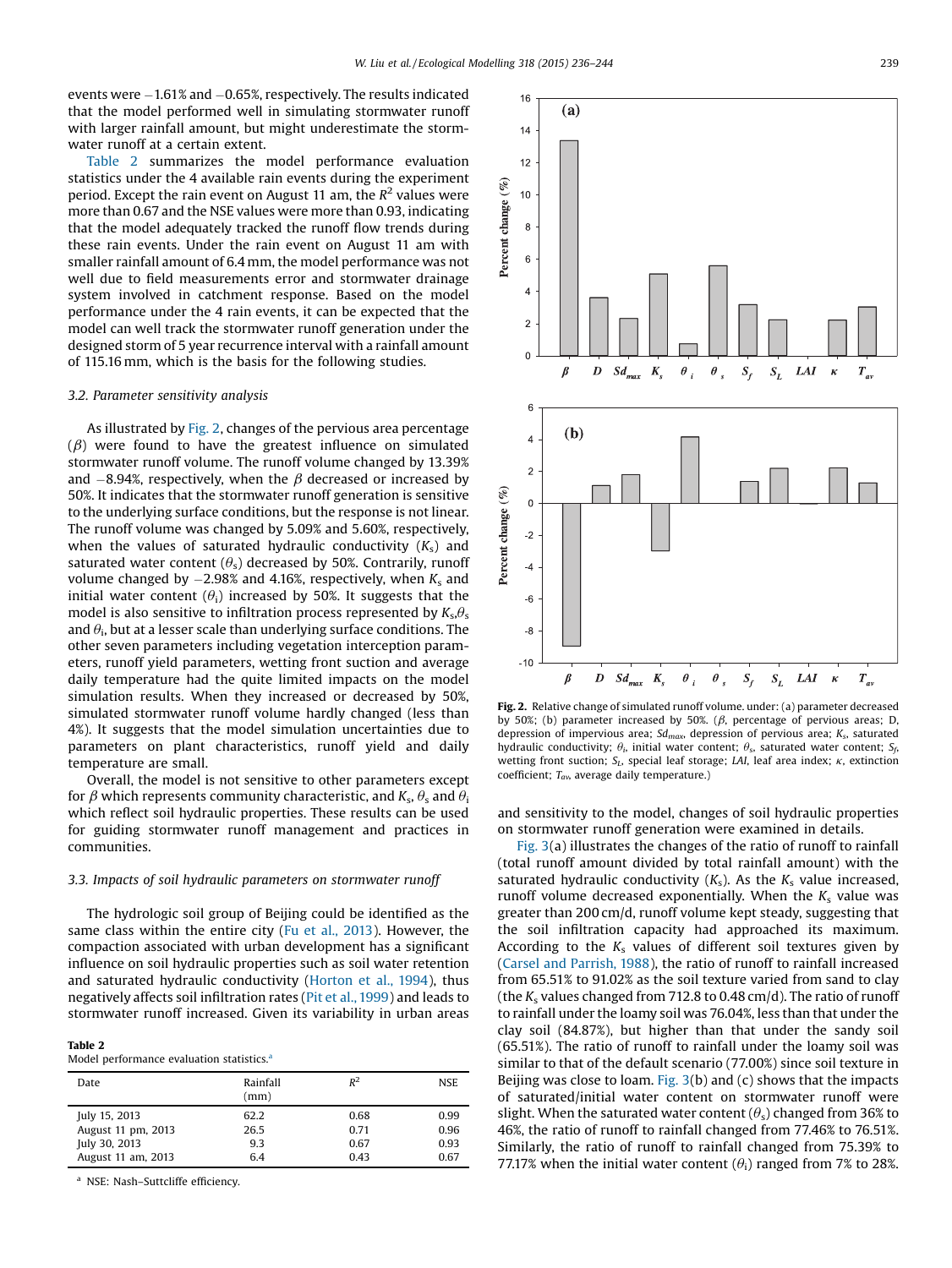events were −1.61% and −0.65%, respectively. The results indicated that the model performed well in simulating stormwater runoff with larger rainfall amount, but might underestimate the stormwater runoff at a certain extent.

Table 2 summarizes the model performance evaluation statistics under the 4 available rain events during the experiment period. Except the rain event on August 11 am, the $R^2$ values were more than 0.67 and the NSE values were more than 0.93, indicating that the model adequately tracked the runoff flow trends during these rain events. Under the rain event on August 11 am with smaller rainfall amount of 6.4 mm, the model performance was not well due to field measurements error and stormwater drainage system involved in catchment response. Based on the model performance under the 4 rain events, it can be expected that the model can well track the stormwater runoff generation under the designed storm of 5 year recurrence interval with a rainfall amount of 115.16 mm, which is the basis for the following studies.

### 3.2. Parameter sensitivity analysis

As illustrated by Fig. 2, changes of the pervious area percentage ($\beta$) were found to have the greatest influence on simulated stormwater runoff volume. The runoff volume changed by 13.39% and −8.94%, respectively, when the $\beta$ decreased or increased by 50%. It indicates that the stormwater runoff generation is sensitive to the underlying surface conditions, but the response is not linear. The runoff volume was changed by 5.09% and 5.60%, respectively, when the values of saturated hydraulic conductivity ($K_s$) and saturated water content ($\theta_s$) decreased by 50%. Contrarily, runoff volume changed by −2.98% and 4.16%, respectively, when $K_s$ and initial water content ($\theta_i$) increased by 50%. It suggests that the model is also sensitive to infiltration process represented by $K_s$,$\theta_s$ and $\theta_i$, but at a lesser scale than underlying surface conditions. The other seven parameters including vegetation interception parameters, runoff yield parameters, wetting front suction and average daily temperature had the quite limited impacts on the model simulation results. When they increased or decreased by 50%, simulated stormwater runoff volume hardly changed (less than 4%). It suggests that the model simulation uncertainties due to parameters on plant characteristics, runoff yield and daily temperature are small.

Overall, the model is not sensitive to other parameters except for $\beta$ which represents community characteristic, and $K_s$, $\theta_s$ and $\theta_i$ which reflect soil hydraulic properties. These results can be used for guiding stormwater runoff management and practices in communities.

### 3.3. Impacts of soil hydraulic parameters on stormwater runoff

The hydrologic soil group of Beijing could be identified as the same class within the entire city (Fu et al., 2013). However, the compaction associated with urban development has a significant influence on soil hydraulic properties such as soil water retention and saturated hydraulic conductivity (Horton et al., 1994), thus negatively affects soil infiltration rates (Pit et al., 1999) and leads to stormwater runoff increased. Given its variability in urban areas and sensitivity to the model, changes of soil hydraulic properties on stormwater runoff generation were examined in details.

**Table 2**
Model performance evaluation statistics.[a]

| Date | Rainfall (mm) | $R^2$ | NSE |
|---|---|---|---|
| July 15, 2013 | 62.2 | 0.68 | 0.99 |
| August 11 pm, 2013 | 26.5 | 0.71 | 0.96 |
| July 30, 2013 | 9.3 | 0.67 | 0.93 |
| August 11 am, 2013 | 6.4 | 0.43 | 0.67 |

[a] NSE: Nash–Suttcliffe efficiency.

**Fig. 2.** Relative change of simulated runoff volume. under: (a) parameter decreased by 50%; (b) parameter increased by 50%. ($\beta$, percentage of pervious areas; D, depression of impervious area; $Sd_{max}$, depression of pervious area; $K_s$, saturated hydraulic conductivity; $\theta_i$, initial water content; $\theta_s$, saturated water content; $S_f$, wetting front suction; $S_L$, special leaf storage; $LAI$, leaf area index; $\kappa$, extinction coefficient; $T_{av}$, average daily temperature.)

Fig. 3(a) illustrates the changes of the ratio of runoff to rainfall (total runoff amount divided by total rainfall amount) with the saturated hydraulic conductivity ($K_s$). As the $K_s$ value increased, runoff volume decreased exponentially. When the $K_s$ value was greater than 200 cm/d, runoff volume kept steady, suggesting that the soil infiltration capacity had approached its maximum. According to the $K_s$ values of different soil textures given by (Carsel and Parrish, 1988), the ratio of runoff to rainfall increased from 65.51% to 91.02% as the soil texture varied from sand to clay (the $K_s$ values changed from 712.8 to 0.48 cm/d). The ratio of runoff to rainfall under the loamy soil was 76.04%, less than that under the clay soil (84.87%), but higher than that under the sandy soil (65.51%). The ratio of runoff to rainfall under the loamy soil was similar to that of the default scenario (77.00%) since soil texture in Beijing was close to loam. Fig. 3(b) and (c) shows that the impacts of saturated/initial water content on stormwater runoff were slight. When the saturated water content ($\theta_s$) changed from 36% to 46%, the ratio of runoff to rainfall changed from 77.46% to 76.51%. Similarly, the ratio of runoff to rainfall changed from 75.39% to 77.17% when the initial water content ($\theta_i$) ranged from 7% to 28%.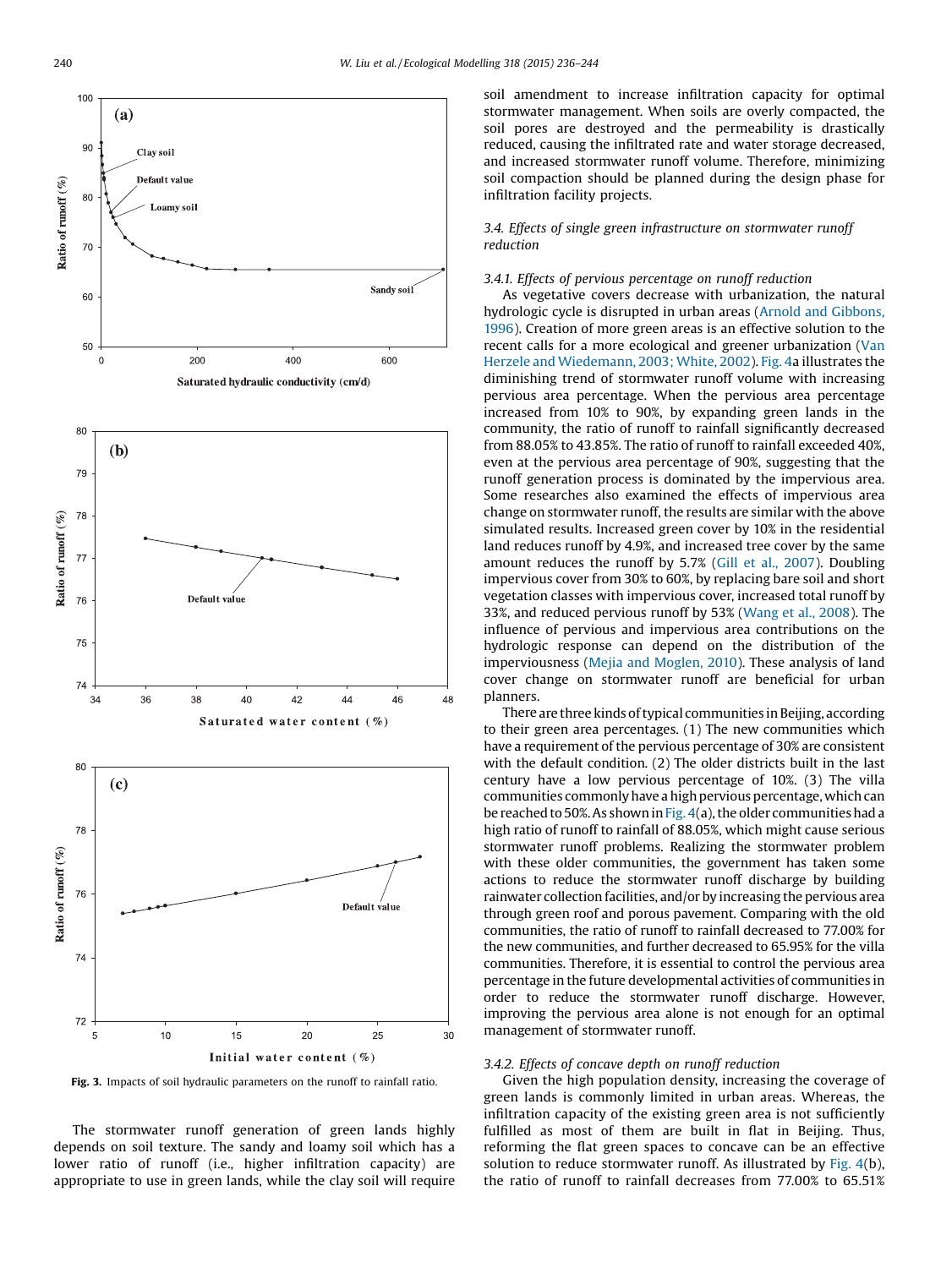Fig. 3. Impacts of soil hydraulic parameters on the runoff to rainfall ratio.

The stormwater runoff generation of green lands highly depends on soil texture. The sandy and loamy soil which has a lower ratio of runoff (i.e., higher infiltration capacity) are appropriate to use in green lands, while the clay soil will require soil amendment to increase infiltration capacity for optimal stormwater management. When soils are overly compacted, the soil pores are destroyed and the permeability is drastically reduced, causing the infiltrated rate and water storage decreased, and increased stormwater runoff volume. Therefore, minimizing soil compaction should be planned during the design phase for infiltration facility projects.

### 3.4. Effects of single green infrastructure on stormwater runoff reduction

#### 3.4.1. Effects of pervious percentage on runoff reduction

As vegetative covers decrease with urbanization, the natural hydrologic cycle is disrupted in urban areas (Arnold and Gibbons, 1996). Creation of more green areas is an effective solution to the recent calls for a more ecological and greener urbanization (Van Herzele and Wiedemann, 2003; White, 2002). Fig. 4a illustrates the diminishing trend of stormwater runoff volume with increasing pervious area percentage. When the pervious area percentage increased from 10% to 90%, by expanding green lands in the community, the ratio of runoff to rainfall significantly decreased from 88.05% to 43.85%. The ratio of runoff to rainfall exceeded 40%, even at the pervious area percentage of 90%, suggesting that the runoff generation process is dominated by the impervious area. Some researches also examined the effects of impervious area change on stormwater runoff, the results are similar with the above simulated results. Increased green cover by 10% in the residential land reduces runoff by 4.9%, and increased tree cover by the same amount reduces the runoff by 5.7% (Gill et al., 2007). Doubling impervious cover from 30% to 60%, by replacing bare soil and short vegetation classes with impervious cover, increased total runoff by 33%, and reduced pervious runoff by 53% (Wang et al., 2008). The influence of pervious and impervious area contributions on the hydrologic response can depend on the distribution of the imperviousness (Mejia and Moglen, 2010). These analysis of land cover change on stormwater runoff are beneficial for urban planners.

There are three kinds of typical communities in Beijing, according to their green area percentages. (1) The new communities which have a requirement of the pervious percentage of 30% are consistent with the default condition. (2) The older districts built in the last century have a low pervious percentage of 10%. (3) The villa communities commonly have a high pervious percentage, which can be reached to 50%. As shown in Fig. 4(a), the older communities had a high ratio of runoff to rainfall of 88.05%, which might cause serious stormwater runoff problems. Realizing the stormwater problem with these older communities, the government has taken some actions to reduce the stormwater runoff discharge by building rainwater collection facilities, and/or by increasing the pervious area through green roof and porous pavement. Comparing with the old communities, the ratio of runoff to rainfall decreased to 77.00% for the new communities, and further decreased to 65.95% for the villa communities. Therefore, it is essential to control the pervious area percentage in the future developmental activities of communities in order to reduce the stormwater runoff discharge. However, improving the pervious area alone is not enough for an optimal management of stormwater runoff.

#### 3.4.2. Effects of concave depth on runoff reduction

Given the high population density, increasing the coverage of green lands is commonly limited in urban areas. Whereas, the infiltration capacity of the existing green area is not sufficiently fulfilled as most of them are built in flat in Beijing. Thus, reforming the flat green spaces to concave can be an effective solution to reduce stormwater runoff. As illustrated by Fig. 4(b), the ratio of runoff to rainfall decreases from 77.00% to 65.51%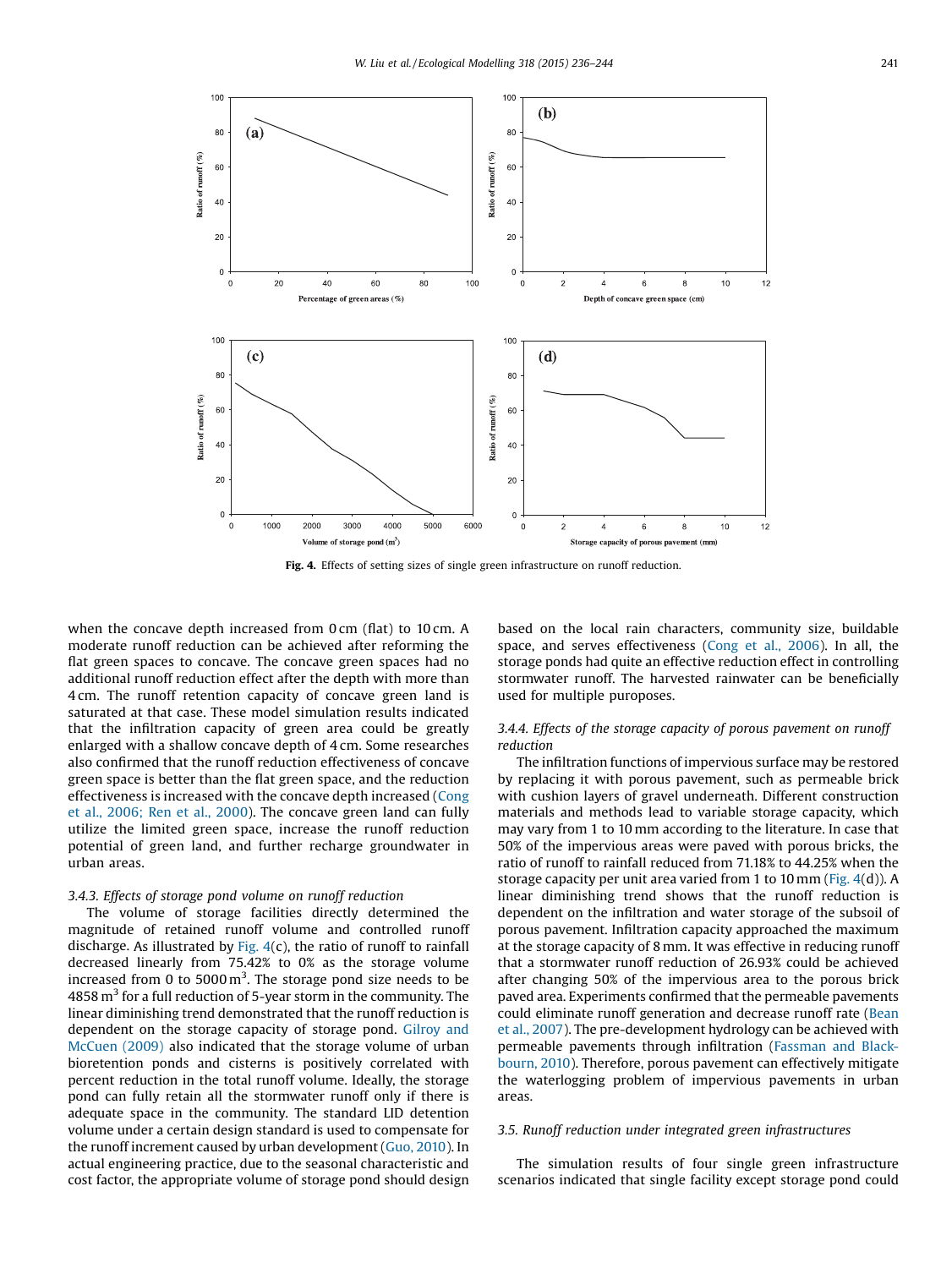Fig. 4. Effects of setting sizes of single green infrastructure on runoff reduction.

when the concave depth increased from 0 cm (flat) to 10 cm. A moderate runoff reduction can be achieved after reforming the flat green spaces to concave. The concave green spaces had no additional runoff reduction effect after the depth with more than 4 cm. The runoff retention capacity of concave green land is saturated at that case. These model simulation results indicated that the infiltration capacity of green area could be greatly enlarged with a shallow concave depth of 4 cm. Some researches also confirmed that the runoff reduction effectiveness of concave green space is better than the flat green space, and the reduction effectiveness is increased with the concave depth increased (Cong et al., 2006; Ren et al., 2000). The concave green land can fully utilize the limited green space, increase the runoff reduction potential of green land, and further recharge groundwater in urban areas.

### 3.4.3. Effects of storage pond volume on runoff reduction

The volume of storage facilities directly determined the magnitude of retained runoff volume and controlled runoff discharge. As illustrated by Fig. 4(c), the ratio of runoff to rainfall decreased linearly from 75.42% to 0% as the storage volume increased from 0 to 5000 $m^3$. The storage pond size needs to be 4858 $m^3$ for a full reduction of 5-year storm in the community. The linear diminishing trend demonstrated that the runoff reduction is dependent on the storage capacity of storage pond. Gilroy and McCuen (2009) also indicated that the storage volume of urban bioretention ponds and cisterns is positively correlated with percent reduction in the total runoff volume. Ideally, the storage pond can fully retain all the stormwater runoff only if there is adequate space in the community. The standard LID detention volume under a certain design standard is used to compensate for the runoff increment caused by urban development (Guo, 2010). In actual engineering practice, due to the seasonal characteristic and cost factor, the appropriate volume of storage pond should design based on the local rain characters, community size, buildable space, and serves effectiveness (Cong et al., 2006). In all, the storage ponds had quite an effective reduction effect in controlling stormwater runoff. The harvested rainwater can be beneficially used for multiple puroposes.

### 3.4.4. Effects of the storage capacity of porous pavement on runoff reduction

The infiltration functions of impervious surface may be restored by replacing it with porous pavement, such as permeable brick with cushion layers of gravel underneath. Different construction materials and methods lead to variable storage capacity, which may vary from 1 to 10 mm according to the literature. In case that 50% of the impervious areas were paved with porous bricks, the ratio of runoff to rainfall reduced from 71.18% to 44.25% when the storage capacity per unit area varied from 1 to 10 mm (Fig. 4(d)). A linear diminishing trend shows that the runoff reduction is dependent on the infiltration and water storage of the subsoil of porous pavement. Infiltration capacity approached the maximum at the storage capacity of 8 mm. It was effective in reducing runoff that a stormwater runoff reduction of 26.93% could be achieved after changing 50% of the impervious area to the porous brick paved area. Experiments confirmed that the permeable pavements could eliminate runoff generation and decrease runoff rate (Bean et al., 2007). The pre-development hydrology can be achieved with permeable pavements through infiltration (Fassman and Blackbourn, 2010). Therefore, porous pavement can effectively mitigate the waterlogging problem of impervious pavements in urban areas.

## 3.5. Runoff reduction under integrated green infrastructures

The simulation results of four single green infrastructure scenarios indicated that single facility except storage pond could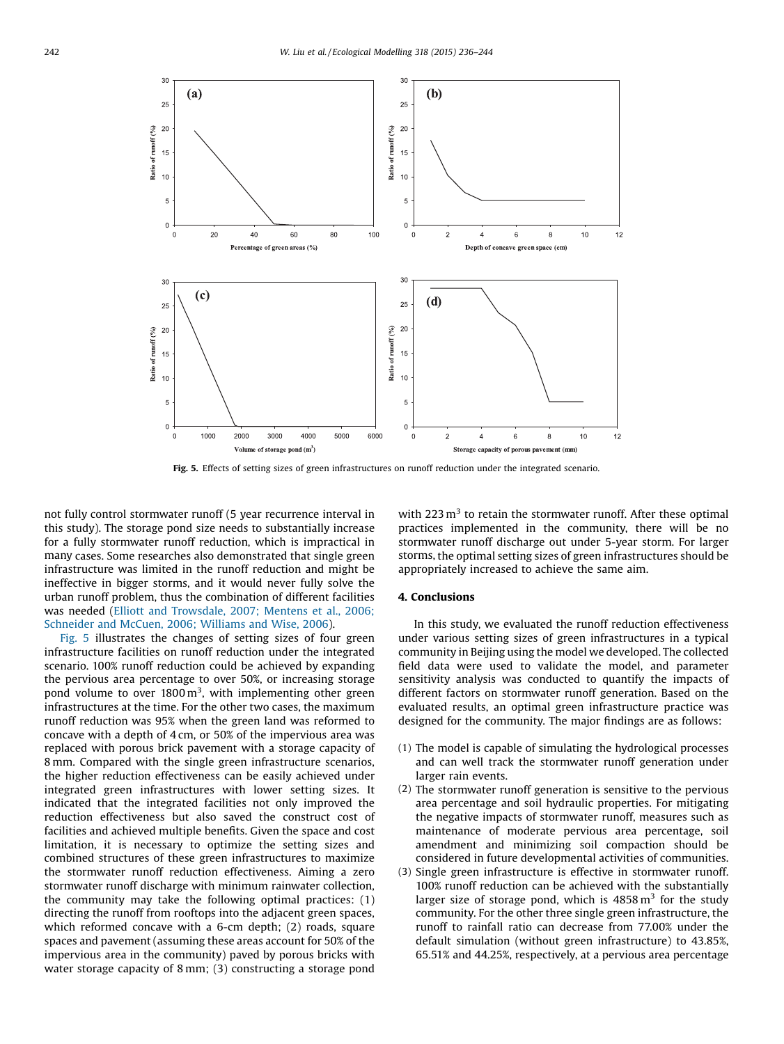Fig. 5. Effects of setting sizes of green infrastructures on runoff reduction under the integrated scenario.

not fully control stormwater runoff (5 year recurrence interval in this study). The storage pond size needs to substantially increase for a fully stormwater runoff reduction, which is impractical in many cases. Some researches also demonstrated that single green infrastructure was limited in the runoff reduction and might be ineffective in bigger storms, and it would never fully solve the urban runoff problem, thus the combination of different facilities was needed (Elliott and Trowsdale, 2007; Mentens et al., 2006; Schneider and McCuen, 2006; Williams and Wise, 2006).

Fig. 5 illustrates the changes of setting sizes of four green infrastructure facilities on runoff reduction under the integrated scenario. 100% runoff reduction could be achieved by expanding the pervious area percentage to over 50%, or increasing storage pond volume to over 1800 $m^3$, with implementing other green infrastructures at the time. For the other two cases, the maximum runoff reduction was 95% when the green land was reformed to concave with a depth of 4 cm, or 50% of the impervious area was replaced with porous brick pavement with a storage capacity of 8 mm. Compared with the single green infrastructure scenarios, the higher reduction effectiveness can be easily achieved under integrated green infrastructures with lower setting sizes. It indicated that the integrated facilities not only improved the reduction effectiveness but also saved the construct cost of facilities and achieved multiple benefits. Given the space and cost limitation, it is necessary to optimize the setting sizes and combined structures of these green infrastructures to maximize the stormwater runoff reduction effectiveness. Aiming a zero stormwater runoff discharge with minimum rainwater collection, the community may take the following optimal practices: (1) directing the runoff from rooftops into the adjacent green spaces, which reformed concave with a 6-cm depth; (2) roads, square spaces and pavement (assuming these areas account for 50% of the impervious area in the community) paved by porous bricks with water storage capacity of 8 mm; (3) constructing a storage pond with 223 $m^3$ to retain the stormwater runoff. After these optimal practices implemented in the community, there will be no stormwater runoff discharge out under 5-year storm. For larger storms, the optimal setting sizes of green infrastructures should be appropriately increased to achieve the same aim.

## 4. Conclusions

In this study, we evaluated the runoff reduction effectiveness under various setting sizes of green infrastructures in a typical community in Beijing using the model we developed. The collected field data were used to validate the model, and parameter sensitivity analysis was conducted to quantify the impacts of different factors on stormwater runoff generation. Based on the evaluated results, an optimal green infrastructure practice was designed for the community. The major findings are as follows:

(1) The model is capable of simulating the hydrological processes and can well track the stormwater runoff generation under larger rain events.
(2) The stormwater runoff generation is sensitive to the pervious area percentage and soil hydraulic properties. For mitigating the negative impacts of stormwater runoff, measures such as maintenance of moderate pervious area percentage, soil amendment and minimizing soil compaction should be considered in future developmental activities of communities.
(3) Single green infrastructure is effective in stormwater runoff. 100% runoff reduction can be achieved with the substantially larger size of storage pond, which is 4858 $m^3$ for the study community. For the other three single green infrastructure, the runoff to rainfall ratio can decrease from 77.00% under the default simulation (without green infrastructure) to 43.85%, 65.51% and 44.25%, respectively, at a pervious area percentage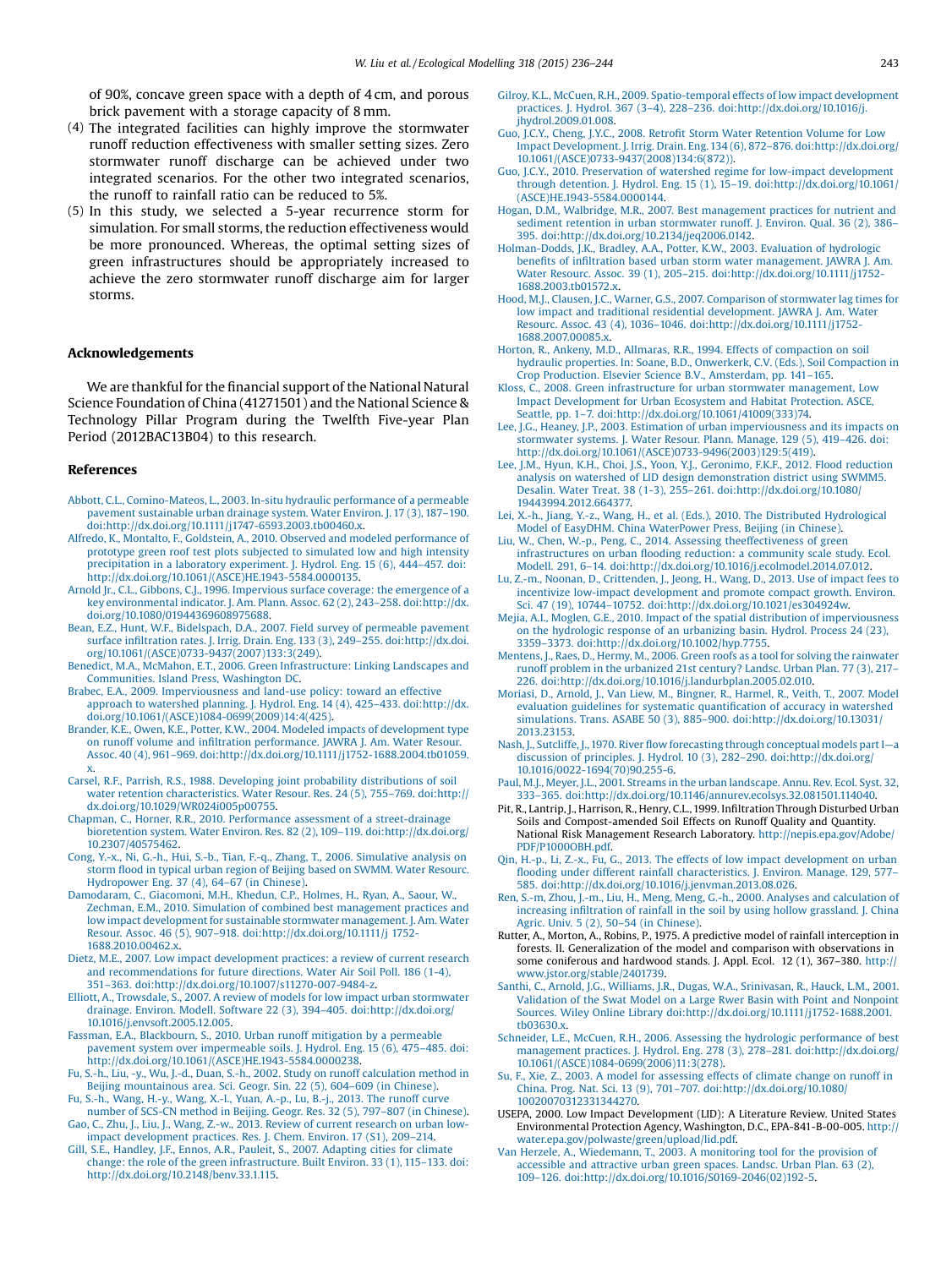of 90%, concave green space with a depth of 4 cm, and porous brick pavement with a storage capacity of 8 mm.

(4) The integrated facilities can highly improve the stormwater runoff reduction effectiveness with smaller setting sizes. Zero stormwater runoff discharge can be achieved under two integrated scenarios. For the other two integrated scenarios, the runoff to rainfall ratio can be reduced to 5%.

(5) In this study, we selected a 5-year recurrence storm for simulation. For small storms, the reduction effectiveness would be more pronounced. Whereas, the optimal setting sizes of green infrastructures should be appropriately increased to achieve the zero stormwater runoff discharge aim for larger storms.

## Acknowledgements

We are thankful for the financial support of the National Natural Science Foundation of China (41271501) and the National Science & Technology Pillar Program during the Twelfth Five-year Plan Period (2012BAC13B04) to this research.

## References

Abbott, C.L., Comino-Mateos, L., 2003. In-situ hydraulic performance of a permeable pavement sustainable urban drainage system. Water Environ. J. 17 (3), 187–190. doi:http://dx.doi.org/10.1111/j1747-6593.2003.tb00460.x.

Alfredo, K., Montalto, F., Goldstein, A., 2010. Observed and modeled performance of prototype green roof test plots subjected to simulated low and high intensity precipitation in a laboratory experiment. J. Hydrol. Eng. 15 (6), 444–457. doi: http://dx.doi.org/10.1061/(ASCE)HE.1943-5584.0000135.

Arnold Jr., C.L., Gibbons, C.J., 1996. Impervious surface coverage: the emergence of a key environmental indicator. J. Am. Plann. Assoc. 62 (2), 243–258. doi:http://dx.doi.org/10.1080/01944369608975688.

Bean, E.Z., Hunt, W.F., Bidelspach, D.A., 2007. Field survey of permeable pavement surface infiltration rates. J. Irrig. Drain. Eng. 133 (3), 249–255. doi:http://dx.doi.org/10.1061/(ASCE)0733-9437(2007)133:3(249).

Benedict, M.A., McMahon, E.T., 2006. Green Infrastructure: Linking Landscapes and Communities. Island Press, Washington DC.

Brabec, E.A., 2009. Imperviousness and land-use policy: toward an effective approach to watershed planning. J. Hydrol. Eng. 14 (4), 425–433. doi:http://dx.doi.org/10.1061/(ASCE)1084-0699(2009)14:4(425).

Brander, K.E., Owen, K.E., Potter, K.W., 2004. Modeled impacts of development type on runoff volume and infiltration performance. JAWRA J. Am. Water Resour. Assoc. 40 (4), 961–969. doi:http://dx.doi.org/10.1111/j1752-1688.2004.tb01059.x.

Carsel, R.F., Parrish, R.S., 1988. Developing joint probability distributions of soil water retention characteristics. Water Resour. Res. 24 (5), 755–769. doi:http://dx.doi.org/10.1029/WR024i005p00755.

Chapman, C., Horner, R.R., 2010. Performance assessment of a street-drainage bioretention system. Water Environ. Res. 82 (2), 109–119. doi:http://dx.doi.org/10.2307/40575462.

Cong, Y.-x., Ni, G.-h., Hui, S.-b., Tian, F.-q., Zhang, T., 2006. Simulative analysis on storm flood in typical urban region of Beijing based on SWMM. Water Resourc. Hydropower Eng. 37 (4), 64–67 (in Chinese).

Damodaram, C., Giacomoni, M.H., Khedun, C.P., Holmes, H., Ryan, A., Saour, W., Zechman, E.M., 2010. Simulation of combined best management practices and low impact development for sustainable stormwater management. J. Am. Water Resour. Assoc. 46 (5), 907–918. doi:http://dx.doi.org/10.1111/j 1752-1688.2010.00462.x.

Dietz, M.E., 2007. Low impact development practices: a review of current research and recommendations for future directions. Water Air Soil Poll. 186 (1-4), 351–363. doi:http://dx.doi.org/10.1007/s11270-007-9484-z.

Elliott, A., Trowsdale, S., 2007. A review of models for low impact urban stormwater drainage. Environ. Modell. Software 22 (3), 394–405. doi:http://dx.doi.org/10.1016/j.envsoft.2005.12.005.

Fassman, E.A., Blackbourn, S., 2010. Urban runoff mitigation by a permeable pavement system over impermeable soils. J. Hydrol. Eng. 15 (6), 475–485. doi: http://dx.doi.org/10.1061/(ASCE)HE.1943-5584.0000238.

Fu, S.-h., Liu, -y., Wu, J.-d., Duan, S.-h., 2002. Study on runoff calculation method in Beijing mountainous area. Sci. Geogr. Sin. 22 (5), 604–609 (in Chinese).

Fu, S.-h., Wang, H.-y., Wang, X.-l., Yuan, A.-p., Lu, B.-j., 2013. The runoff curve number of SCS-CN method in Beijing. Geogr. Res. 32 (5), 797–807 (in Chinese).

Gao, C., Zhu, J., Liu, J., Wang, Z.-w., 2013. Review of current research on urban low-impact development practices. Res. J. Chem. Environ. 17 (S1), 209–214.

Gill, S.E., Handley, J.F., Ennos, A.R., Pauleit, S., 2007. Adapting cities for climate change: the role of the green infrastructure. Built Environ. 33 (1), 115–133. doi: http://dx.doi.org/10.2148/benv.33.1.115.

Gilroy, K.L., McCuen, R.H., 2009. Spatio-temporal effects of low impact development practices. J. Hydrol. 367 (3–4), 228–236. doi:http://dx.doi.org/10.1016/j.jhydrol.2009.01.008.

Guo, J.C.Y., Cheng, J.Y.C., 2008. Retrofit Storm Water Retention Volume for Low Impact Development. J. Irrig. Drain. Eng. 134 (6), 872–876. doi:http://dx.doi.org/10.1061/(ASCE)0733-9437(2008)134:6(872)).

Guo, J.C.Y., 2010. Preservation of watershed regime for low-impact development through detention. J. Hydrol. Eng. 15 (1), 15–19. doi:http://dx.doi.org/10.1061/(ASCE)HE.1943-5584.0000144.

Hogan, D.M., Walbridge, M.R., 2007. Best management practices for nutrient and sediment retention in urban stormwater runoff. J. Environ. Qual. 36 (2), 386–395. doi:http://dx.doi.org/10.2134/jeq2006.0142.

Holman-Dodds, J.K., Bradley, A.A., Potter, K.W., 2003. Evaluation of hydrologic benefits of infiltration based urban storm water management. JAWRA J. Am. Water Resourc. Assoc. 39 (1), 205–215. doi:http://dx.doi.org/10.1111/j1752-1688.2003.tb01572.x.

Hood, M.J., Clausen, J.C., Warner, G.S., 2007. Comparison of stormwater lag times for low impact and traditional residential development. JAWRA J. Am. Water Resourc. Assoc. 43 (4), 1036–1046. doi:http://dx.doi.org/10.1111/j1752-1688.2007.00085.x.

Horton, R., Ankeny, M.D., Allmaras, R.R., 1994. Effects of compaction on soil hydraulic properties. In: Soane, B.D., Onwerkerk, C.V. (Eds.), Soil Compaction in Crop Production. Elsevier Science B.V., Amsterdam, pp. 141–165.

Kloss, C., 2008. Green infrastructure for urban stormwater management, Low Impact Development for Urban Ecosystem and Habitat Protection. ASCE, Seattle, pp. 1–7. doi:http://dx.doi.org/10.1061/41009(333)74.

Lee, J.G., Heaney, J.P., 2003. Estimation of urban imperviousness and its impacts on stormwater systems. J. Water Resour. Plann. Manage. 129 (5), 419–426. doi: http://dx.doi.org/10.1061/(ASCE)0733-9496(2003)129:5(419).

Lee, J.M., Hyun, K.H., Choi, J.S., Yoon, Y.J., Geronimo, F.K.F., 2012. Flood reduction analysis on watershed of LID design demonstration district using SWMM5. Desalin. Water Treat. 38 (1–3), 255–261. doi:http://dx.doi.org/10.1080/19443994.2012.664377.

Lei, X.-h., Jiang, Y.-z., Wang, H., et al. (Eds.), 2010. The Distributed Hydrological Model of EasyDHM. China WaterPower Press, Beijing (in Chinese).

Liu, W., Chen, W.-p., Peng, C., 2014. Assessing theeffectiveness of green infrastructures on urban flooding reduction: a community scale study. Ecol. Modell. 291, 6–14. doi:http://dx.doi.org/10.1016/j.ecolmodel.2014.07.012.

Lu, Z.-m., Noonan, D., Crittenden, J., Jeong, H., Wang, D., 2013. Use of impact fees to incentivize low-impact development and promote compact growth. Environ. Sci. 47 (19), 10744–10752. doi:http://dx.doi.org/10.1021/es304924w.

Mejia, A.I., Moglen, G.E., 2010. Impact of the spatial distribution of imperviousness on the hydrologic response of an urbanizing basin. Hydrol. Process 24 (23), 3359–3373. doi:http://dx.doi.org/10.1002/hyp.7755.

Mentens, J., Raes, D., Hermy, M., 2006. Green roofs as a tool for solving the rainwater runoff problem in the urbanized 21st century? Landsc. Urban Plan. 77 (3), 217–226. doi:http://dx.doi.org/10.1016/j.landurbplan.2005.02.010.

Moriasi, D., Arnold, J., Van Liew, M., Bingner, R., Harmel, R., Veith, T., 2007. Model evaluation guidelines for systematic quantification of accuracy in watershed simulations. Trans. ASABE 50 (3), 885–900. doi:http://dx.doi.org/10.13031/2013.23153.

Nash, J., Sutcliffe, J., 1970. River flow forecasting through conceptual models part I—a discussion of principles. J. Hydrol. 10 (3), 282–290. doi:http://dx.doi.org/10.1016/0022-1694(70)90,255-6.

Paul, M.J., Meyer, J.L., 2001. Streams in the urban landscape. Annu. Rev. Ecol. Syst. 32, 333–365. doi:http://dx.doi.org/10.1146/annurev.ecolsys.32.081501.114040.

Pit, R., Lantrip, J., Harrison, R., Henry, C.L., 1999. Infiltration Through Disturbed Urban Soils and Compost-amended Soil Effects on Runoff Quality and Quantity. National Risk Management Research Laboratory. http://nepis.epa.gov/Adobe/PDF/P1000OBH.pdf.

Qin, H.-p., Li, Z.-x., Fu, G., 2013. The effects of low impact development on urban flooding under different rainfall characteristics. J. Environ. Manage. 129, 577–585. doi:http://dx.doi.org/10.1016/j.jenvman.2013.08.026.

Ren, S.-m, Zhou, J.-m., Liu, H., Meng, Meng, G.-h., 2000. Analyses and calculation of increasing infiltration of rainfall in the soil by using hollow grassland. J. China Agric. Univ. 5 (2), 50–54 (in Chinese).

Rutter, A., Morton, A., Robins, P., 1975. A predictive model of rainfall interception in forests. II. Generalization of the model and comparison with observations in some coniferous and hardwood stands. J. Appl. Ecol. 12 (1), 367–380. http://www.jstor.org/stable/2401739.

Santhi, C., Arnold, J.G., Williams, J.R., Dugas, W.A., Srinivasan, R., Hauck, L.M., 2001. Validation of the Swat Model on a Large Rwer Basin with Point and Nonpoint Sources. Wiley Online Library doi:http://dx.doi.org/10.1111/j1752-1688.2001.tb03630.x.

Schneider, L.E., McCuen, R.H., 2006. Assessing the hydrologic performance of best management practices. J. Hydrol. Eng. 278 (3), 278–281. doi:http://dx.doi.org/10.1061/(ASCE)1084-0699(2006)11:3(278).

Su, F., Xie, Z., 2003. A model for assessing effects of climate change on runoff in China. Prog. Nat. Sci. 13 (9), 701–707. doi:http://dx.doi.org/10.1080/10020070312331344270.

USEPA, 2000. Low Impact Development (LID): A Literature Review. United States Environmental Protection Agency, Washington, D.C., EPA-841-B-00-005. http://water.epa.gov/polwaste/green/upload/lid.pdf.

Van Herzele, A., Wiedemann, T., 2003. A monitoring tool for the provision of accessible and attractive urban green spaces. Landsc. Urban Plan. 63 (2), 109–126. doi:http://dx.doi.org/10.1016/S0169-2046(02)192-5.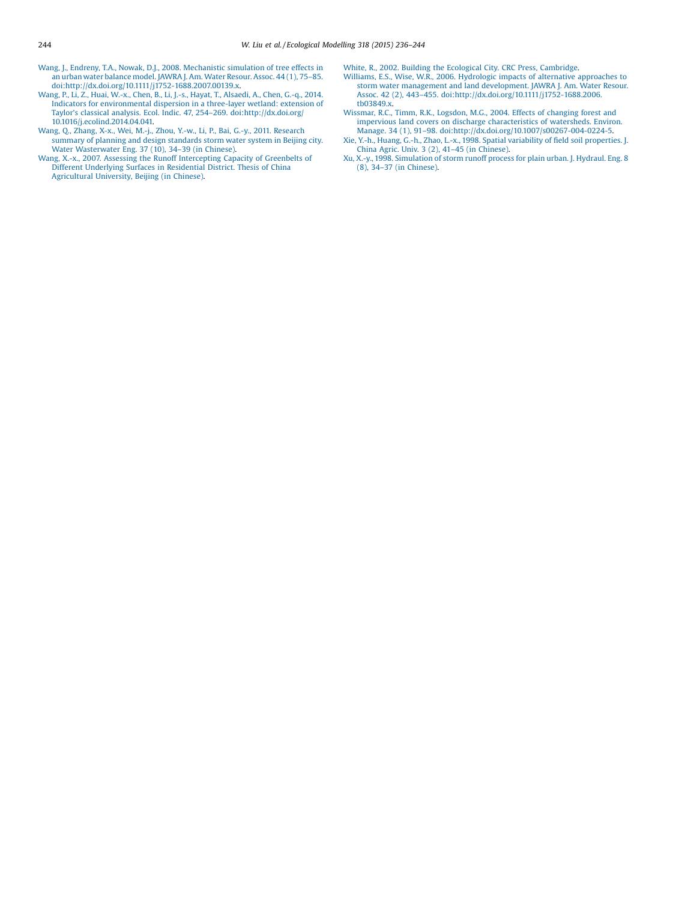Wang, J., Endreny, T.A., Nowak, D.J., 2008. Mechanistic simulation of tree effects in an urban water balance model. JAWRA J. Am. Water Resour. Assoc. 44 (1), 75–85. doi:http://dx.doi.org/10.1111/j1752-1688.2007.00139.x.

Wang, P., Li, Z., Huai, W.-x., Chen, B., Li, J.-s., Hayat, T., Alsaedi, A., Chen, G.-q., 2014. Indicators for environmental dispersion in a three-layer wetland: extension of Taylor's classical analysis. Ecol. Indic. 47, 254–269. doi:http://dx.doi.org/10.1016/j.ecolind.2014.04.041.

Wang, Q., Zhang, X-x., Wei, M.-j., Zhou, Y.-w., Li, P., Bai, G.-y., 2011. Research summary of planning and design standards storm water system in Beijing city. Water Wasterwater Eng. 37 (10), 34–39 (in Chinese).

Wang, X.-x., 2007. Assessing the Runoff Intercepting Capacity of Greenbelts of Different Underlying Surfaces in Residential District. Thesis of China Agricultural University, Beijing (in Chinese).

White, R., 2002. Building the Ecological City. CRC Press, Cambridge.

Williams, E.S., Wise, W.R., 2006. Hydrologic impacts of alternative approaches to storm water management and land development. JAWRA J. Am. Water Resour. Assoc. 42 (2), 443–455. doi:http://dx.doi.org/10.1111/j1752-1688.2006.tb03849.x.

Wissmar, R.C., Timm, R.K., Logsdon, M.G., 2004. Effects of changing forest and impervious land covers on discharge characteristics of watersheds. Environ. Manage. 34 (1), 91–98. doi:http://dx.doi.org/10.1007/s00267-004-0224-5.

Xie, Y.-h., Huang, G.-h., Zhao, L.-x., 1998. Spatial variability of field soil properties. J. China Agric. Univ. 3 (2), 41–45 (in Chinese).

Xu, X.-y., 1998. Simulation of storm runoff process for plain urban. J. Hydraul. Eng. 8 (8), 34–37 (in Chinese).